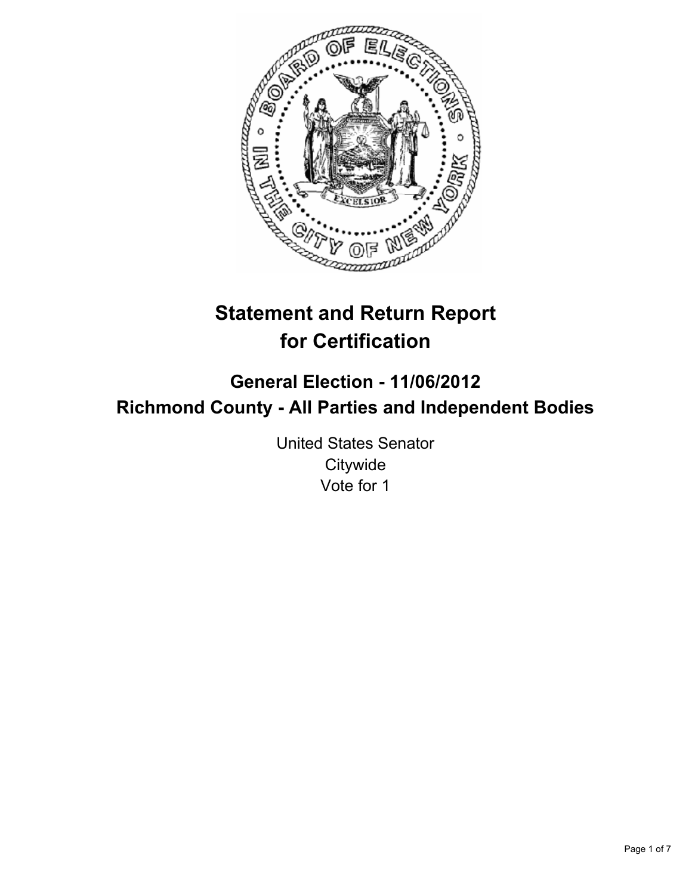# Statement and Return Report for Certification

## General Election - 11/06/2012
## Richmond County - All Parties and Independent Bodies

United States Senator
Citywide
Vote for 1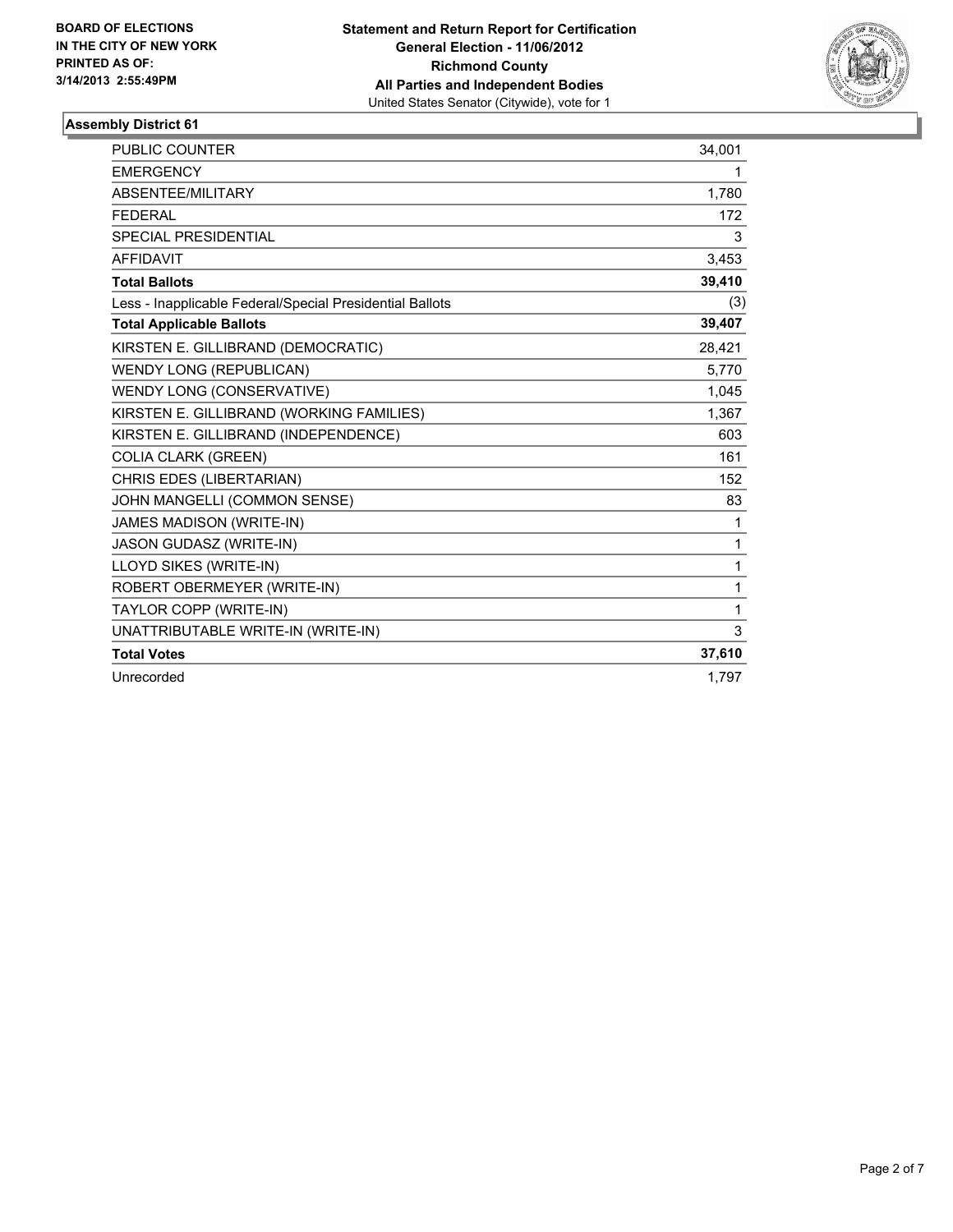**BOARD OF ELECTIONS IN THE CITY OF NEW YORK PRINTED AS OF: 3/14/2013 2:55:49PM**

**Statement and Return Report for Certification**
**General Election - 11/06/2012**
**Richmond County**
**All Parties and Independent Bodies**
United States Senator (Citywide), vote for 1

### Assembly District 61

| | |
|---|---|
| PUBLIC COUNTER | 34,001 |
| EMERGENCY | 1 |
| ABSENTEE/MILITARY | 1,780 |
| FEDERAL | 172 |
| SPECIAL PRESIDENTIAL | 3 |
| AFFIDAVIT | 3,453 |
| **Total Ballots** | **39,410** |
| Less - Inapplicable Federal/Special Presidential Ballots | (3) |
| **Total Applicable Ballots** | **39,407** |
| KIRSTEN E. GILLIBRAND (DEMOCRATIC) | 28,421 |
| WENDY LONG (REPUBLICAN) | 5,770 |
| WENDY LONG (CONSERVATIVE) | 1,045 |
| KIRSTEN E. GILLIBRAND (WORKING FAMILIES) | 1,367 |
| KIRSTEN E. GILLIBRAND (INDEPENDENCE) | 603 |
| COLIA CLARK (GREEN) | 161 |
| CHRIS EDES (LIBERTARIAN) | 152 |
| JOHN MANGELLI (COMMON SENSE) | 83 |
| JAMES MADISON (WRITE-IN) | 1 |
| JASON GUDASZ (WRITE-IN) | 1 |
| LLOYD SIKES (WRITE-IN) | 1 |
| ROBERT OBERMEYER (WRITE-IN) | 1 |
| TAYLOR COPP (WRITE-IN) | 1 |
| UNATTRIBUTABLE WRITE-IN (WRITE-IN) | 3 |
| **Total Votes** | **37,610** |
| Unrecorded | 1,797 |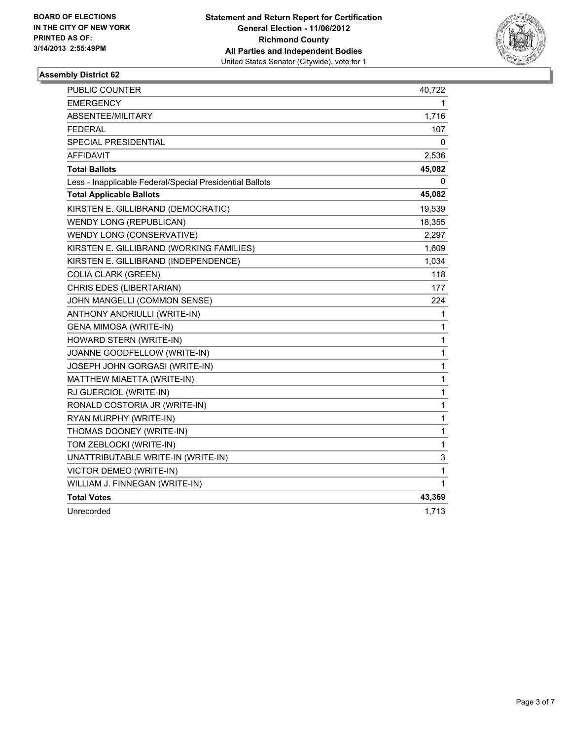**BOARD OF ELECTIONS IN THE CITY OF NEW YORK PRINTED AS OF: 3/14/2013 2:55:49PM**

**Statement and Return Report for Certification**
**General Election - 11/06/2012**
**Richmond County**
**All Parties and Independent Bodies**
United States Senator (Citywide), vote for 1

## Assembly District 62

| | |
|---|---|
| PUBLIC COUNTER | 40,722 |
| EMERGENCY | 1 |
| ABSENTEE/MILITARY | 1,716 |
| FEDERAL | 107 |
| SPECIAL PRESIDENTIAL | 0 |
| AFFIDAVIT | 2,536 |
| **Total Ballots** | **45,082** |
| Less - Inapplicable Federal/Special Presidential Ballots | 0 |
| **Total Applicable Ballots** | **45,082** |
| KIRSTEN E. GILLIBRAND (DEMOCRATIC) | 19,539 |
| WENDY LONG (REPUBLICAN) | 18,355 |
| WENDY LONG (CONSERVATIVE) | 2,297 |
| KIRSTEN E. GILLIBRAND (WORKING FAMILIES) | 1,609 |
| KIRSTEN E. GILLIBRAND (INDEPENDENCE) | 1,034 |
| COLIA CLARK (GREEN) | 118 |
| CHRIS EDES (LIBERTARIAN) | 177 |
| JOHN MANGELLI (COMMON SENSE) | 224 |
| ANTHONY ANDRIULLI (WRITE-IN) | 1 |
| GENA MIMOSA (WRITE-IN) | 1 |
| HOWARD STERN (WRITE-IN) | 1 |
| JOANNE GOODFELLOW (WRITE-IN) | 1 |
| JOSEPH JOHN GORGASI (WRITE-IN) | 1 |
| MATTHEW MIAETTA (WRITE-IN) | 1 |
| RJ GUERCIOL (WRITE-IN) | 1 |
| RONALD COSTORIA JR (WRITE-IN) | 1 |
| RYAN MURPHY (WRITE-IN) | 1 |
| THOMAS DOONEY (WRITE-IN) | 1 |
| TOM ZEBLOCKI (WRITE-IN) | 1 |
| UNATTRIBUTABLE WRITE-IN (WRITE-IN) | 3 |
| VICTOR DEMEO (WRITE-IN) | 1 |
| WILLIAM J. FINNEGAN (WRITE-IN) | 1 |
| **Total Votes** | **43,369** |
| Unrecorded | 1,713 |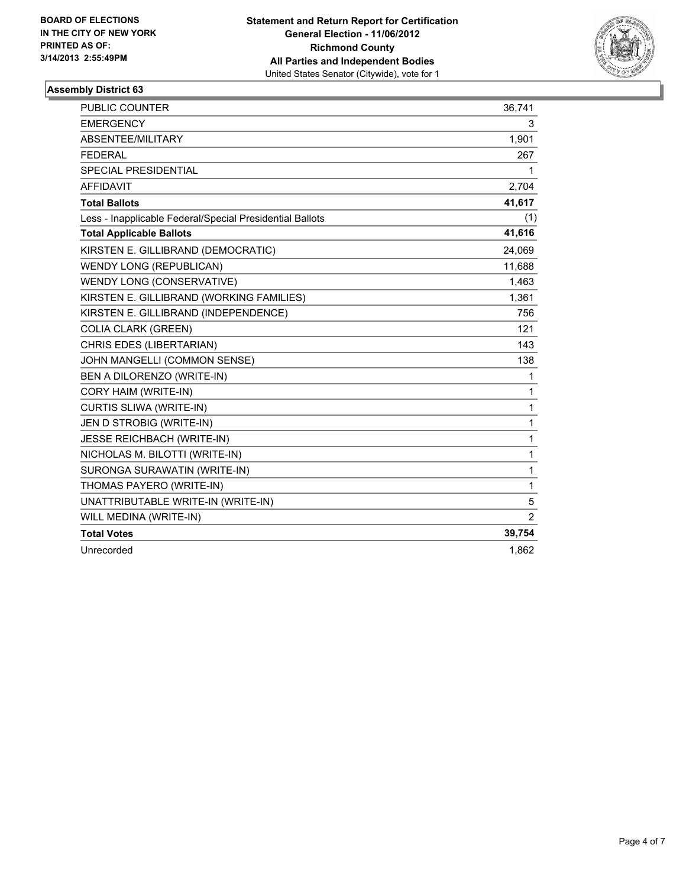BOARD OF ELECTIONS
IN THE CITY OF NEW YORK
PRINTED AS OF:
3/14/2013 2:55:49PM

**Statement and Return Report for Certification**
**General Election - 11/06/2012**
**Richmond County**
**All Parties and Independent Bodies**
United States Senator (Citywide), vote for 1

### Assembly District 63

| | |
|---|---|
| PUBLIC COUNTER | 36,741 |
| EMERGENCY | 3 |
| ABSENTEE/MILITARY | 1,901 |
| FEDERAL | 267 |
| SPECIAL PRESIDENTIAL | 1 |
| AFFIDAVIT | 2,704 |
| **Total Ballots** | **41,617** |
| Less - Inapplicable Federal/Special Presidential Ballots | (1) |
| **Total Applicable Ballots** | **41,616** |
| KIRSTEN E. GILLIBRAND (DEMOCRATIC) | 24,069 |
| WENDY LONG (REPUBLICAN) | 11,688 |
| WENDY LONG (CONSERVATIVE) | 1,463 |
| KIRSTEN E. GILLIBRAND (WORKING FAMILIES) | 1,361 |
| KIRSTEN E. GILLIBRAND (INDEPENDENCE) | 756 |
| COLIA CLARK (GREEN) | 121 |
| CHRIS EDES (LIBERTARIAN) | 143 |
| JOHN MANGELLI (COMMON SENSE) | 138 |
| BEN A DILORENZO (WRITE-IN) | 1 |
| CORY HAIM (WRITE-IN) | 1 |
| CURTIS SLIWA (WRITE-IN) | 1 |
| JEN D STROBIG (WRITE-IN) | 1 |
| JESSE REICHBACH (WRITE-IN) | 1 |
| NICHOLAS M. BILOTTI (WRITE-IN) | 1 |
| SURONGA SURAWATIN (WRITE-IN) | 1 |
| THOMAS PAYERO (WRITE-IN) | 1 |
| UNATTRIBUTABLE WRITE-IN (WRITE-IN) | 5 |
| WILL MEDINA (WRITE-IN) | 2 |
| **Total Votes** | **39,754** |
| Unrecorded | 1,862 |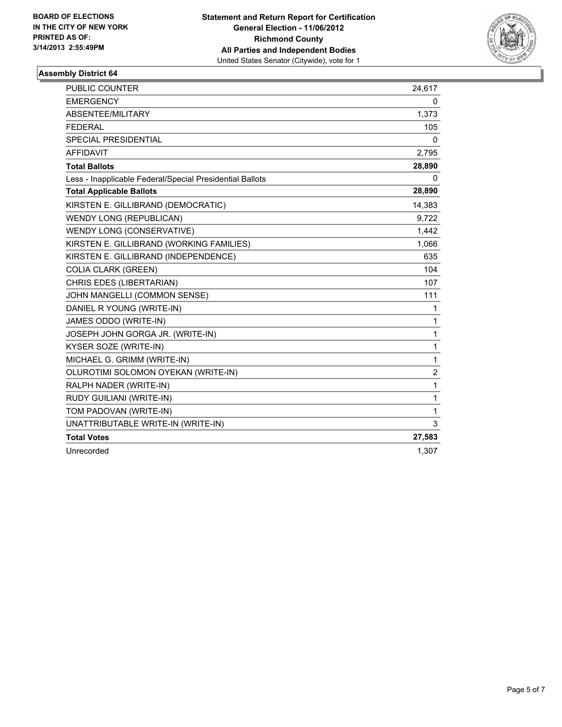**BOARD OF ELECTIONS IN THE CITY OF NEW YORK PRINTED AS OF: 3/14/2013 2:55:49PM**

**Statement and Return Report for Certification**
**General Election - 11/06/2012**
**Richmond County**
**All Parties and Independent Bodies**
United States Senator (Citywide), vote for 1

### Assembly District 64

| | |
|---|---|
| PUBLIC COUNTER | 24,617 |
| EMERGENCY | 0 |
| ABSENTEE/MILITARY | 1,373 |
| FEDERAL | 105 |
| SPECIAL PRESIDENTIAL | 0 |
| AFFIDAVIT | 2,795 |
| **Total Ballots** | **28,890** |
| Less - Inapplicable Federal/Special Presidential Ballots | 0 |
| **Total Applicable Ballots** | **28,890** |
| KIRSTEN E. GILLIBRAND (DEMOCRATIC) | 14,383 |
| WENDY LONG (REPUBLICAN) | 9,722 |
| WENDY LONG (CONSERVATIVE) | 1,442 |
| KIRSTEN E. GILLIBRAND (WORKING FAMILIES) | 1,066 |
| KIRSTEN E. GILLIBRAND (INDEPENDENCE) | 635 |
| COLIA CLARK (GREEN) | 104 |
| CHRIS EDES (LIBERTARIAN) | 107 |
| JOHN MANGELLI (COMMON SENSE) | 111 |
| DANIEL R YOUNG (WRITE-IN) | 1 |
| JAMES ODDO (WRITE-IN) | 1 |
| JOSEPH JOHN GORGA JR. (WRITE-IN) | 1 |
| KYSER SOZE (WRITE-IN) | 1 |
| MICHAEL G. GRIMM (WRITE-IN) | 1 |
| OLUROTIMI SOLOMON OYEKAN (WRITE-IN) | 2 |
| RALPH NADER (WRITE-IN) | 1 |
| RUDY GUILIANI (WRITE-IN) | 1 |
| TOM PADOVAN (WRITE-IN) | 1 |
| UNATTRIBUTABLE WRITE-IN (WRITE-IN) | 3 |
| **Total Votes** | **27,583** |
| Unrecorded | 1,307 |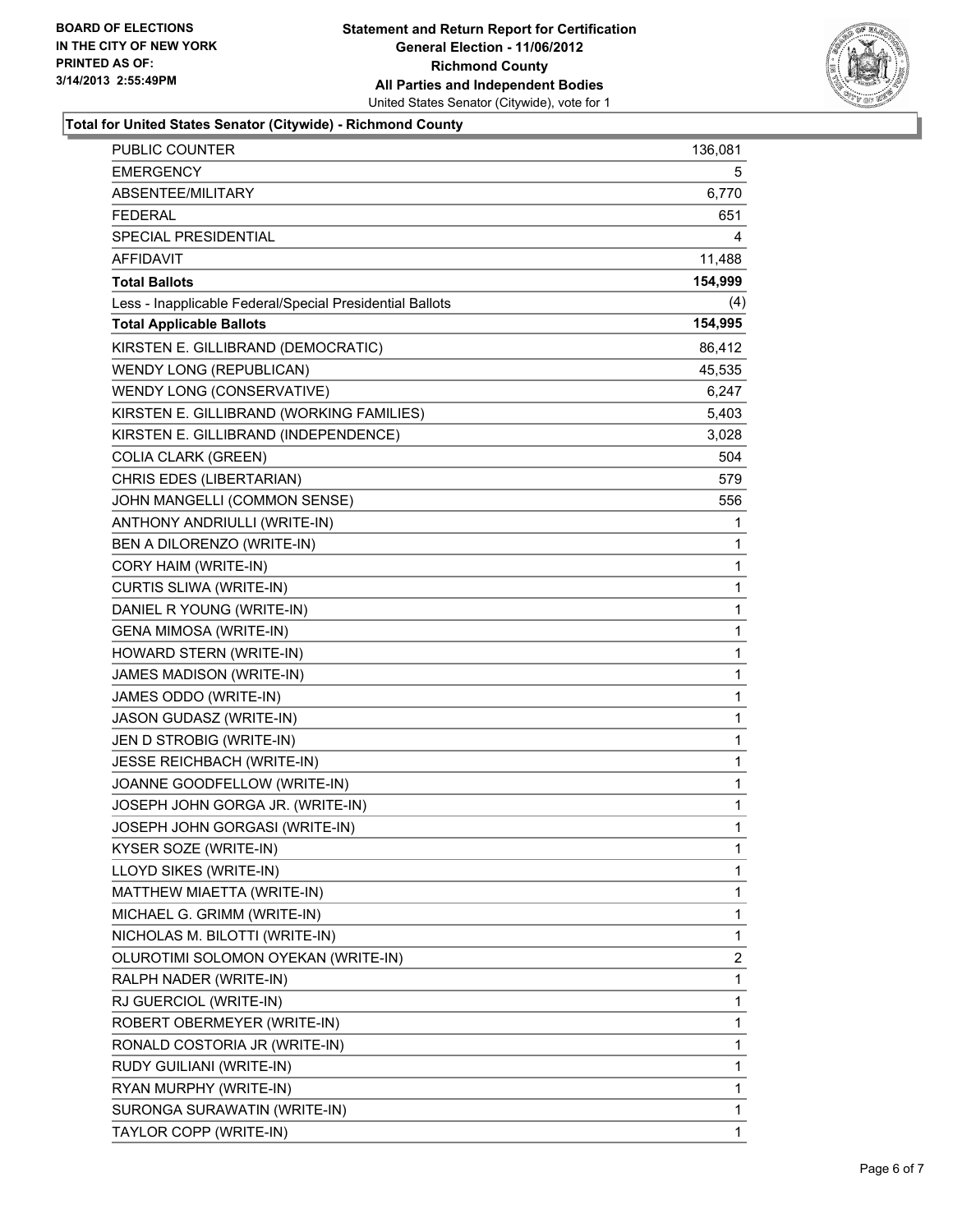BOARD OF ELECTIONS
IN THE CITY OF NEW YORK
PRINTED AS OF:
3/14/2013 2:55:49PM

**Statement and Return Report for Certification**
**General Election - 11/06/2012**
**Richmond County**
**All Parties and Independent Bodies**
United States Senator (Citywide), vote for 1

**Total for United States Senator (Citywide) - Richmond County**

| | |
|---|---|
| PUBLIC COUNTER | 136,081 |
| EMERGENCY | 5 |
| ABSENTEE/MILITARY | 6,770 |
| FEDERAL | 651 |
| SPECIAL PRESIDENTIAL | 4 |
| AFFIDAVIT | 11,488 |
| **Total Ballots** | **154,999** |
| Less - Inapplicable Federal/Special Presidential Ballots | (4) |
| **Total Applicable Ballots** | **154,995** |
| KIRSTEN E. GILLIBRAND (DEMOCRATIC) | 86,412 |
| WENDY LONG (REPUBLICAN) | 45,535 |
| WENDY LONG (CONSERVATIVE) | 6,247 |
| KIRSTEN E. GILLIBRAND (WORKING FAMILIES) | 5,403 |
| KIRSTEN E. GILLIBRAND (INDEPENDENCE) | 3,028 |
| COLIA CLARK (GREEN) | 504 |
| CHRIS EDES (LIBERTARIAN) | 579 |
| JOHN MANGELLI (COMMON SENSE) | 556 |
| ANTHONY ANDRIULLI (WRITE-IN) | 1 |
| BEN A DILORENZO (WRITE-IN) | 1 |
| CORY HAIM (WRITE-IN) | 1 |
| CURTIS SLIWA (WRITE-IN) | 1 |
| DANIEL R YOUNG (WRITE-IN) | 1 |
| GENA MIMOSA (WRITE-IN) | 1 |
| HOWARD STERN (WRITE-IN) | 1 |
| JAMES MADISON (WRITE-IN) | 1 |
| JAMES ODDO (WRITE-IN) | 1 |
| JASON GUDASZ (WRITE-IN) | 1 |
| JEN D STROBIG (WRITE-IN) | 1 |
| JESSE REICHBACH (WRITE-IN) | 1 |
| JOANNE GOODFELLOW (WRITE-IN) | 1 |
| JOSEPH JOHN GORGA JR. (WRITE-IN) | 1 |
| JOSEPH JOHN GORGASI (WRITE-IN) | 1 |
| KYSER SOZE (WRITE-IN) | 1 |
| LLOYD SIKES (WRITE-IN) | 1 |
| MATTHEW MIAETTA (WRITE-IN) | 1 |
| MICHAEL G. GRIMM (WRITE-IN) | 1 |
| NICHOLAS M. BILOTTI (WRITE-IN) | 1 |
| OLUROTIMI SOLOMON OYEKAN (WRITE-IN) | 2 |
| RALPH NADER (WRITE-IN) | 1 |
| RJ GUERCIOL (WRITE-IN) | 1 |
| ROBERT OBERMEYER (WRITE-IN) | 1 |
| RONALD COSTORIA JR (WRITE-IN) | 1 |
| RUDY GUILIANI (WRITE-IN) | 1 |
| RYAN MURPHY (WRITE-IN) | 1 |
| SURONGA SURAWATIN (WRITE-IN) | 1 |
| TAYLOR COPP (WRITE-IN) | 1 |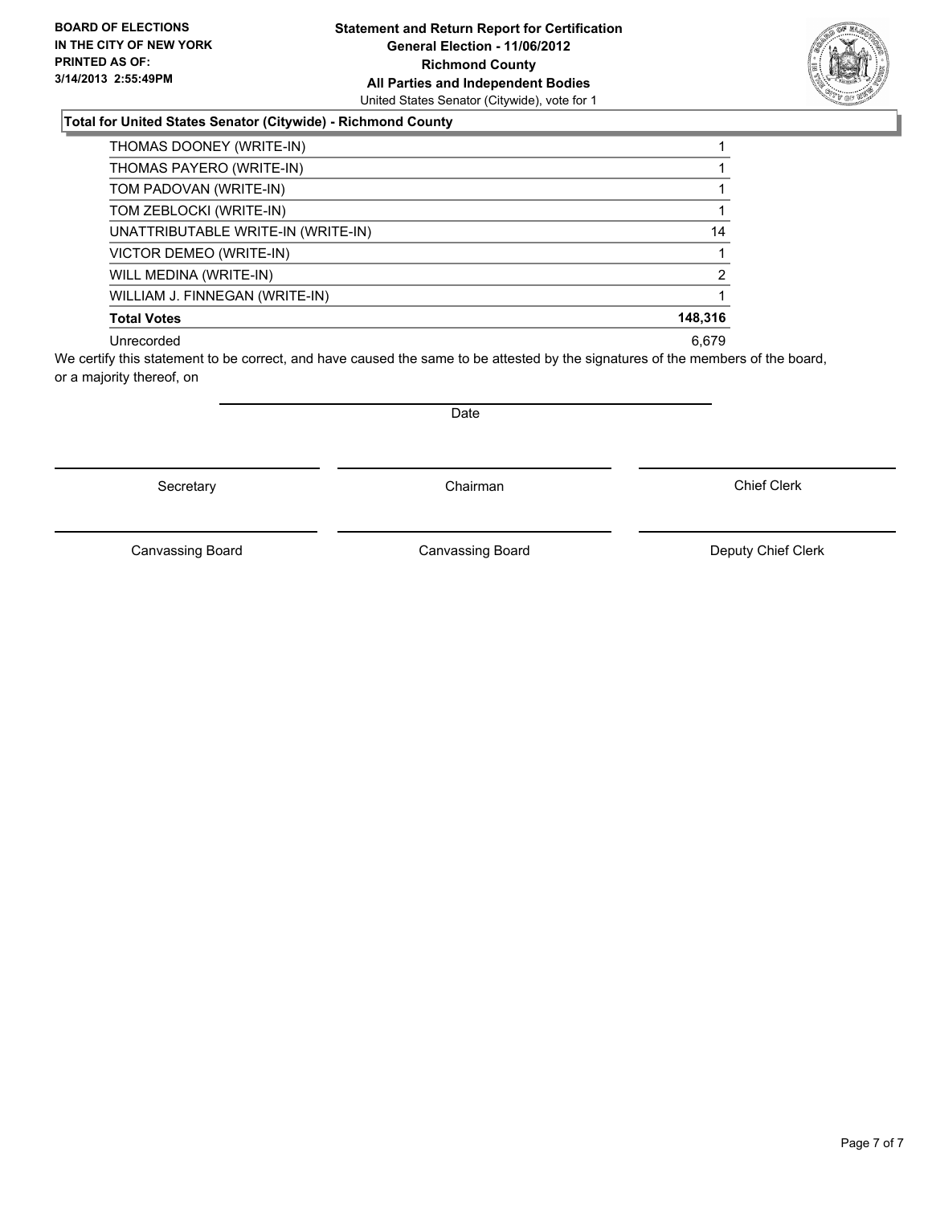**BOARD OF ELECTIONS IN THE CITY OF NEW YORK PRINTED AS OF: 3/14/2013 2:55:49PM**

**Statement and Return Report for Certification**
**General Election - 11/06/2012**
**Richmond County**
**All Parties and Independent Bodies**
United States Senator (Citywide), vote for 1

**Total for United States Senator (Citywide) - Richmond County**

| | |
|---|---|
| THOMAS DOONEY (WRITE-IN) | 1 |
| THOMAS PAYERO (WRITE-IN) | 1 |
| TOM PADOVAN (WRITE-IN) | 1 |
| TOM ZEBLOCKI (WRITE-IN) | 1 |
| UNATTRIBUTABLE WRITE-IN (WRITE-IN) | 14 |
| VICTOR DEMEO (WRITE-IN) | 1 |
| WILL MEDINA (WRITE-IN) | 2 |
| WILLIAM J. FINNEGAN (WRITE-IN) | 1 |
| **Total Votes** | **148,316** |
| Unrecorded | 6,679 |

We certify this statement to be correct, and have caused the same to be attested by the signatures of the members of the board, or a majority thereof, on

Date

Secretary | Chairman | Chief Clerk

Canvassing Board | Canvassing Board | Deputy Chief Clerk